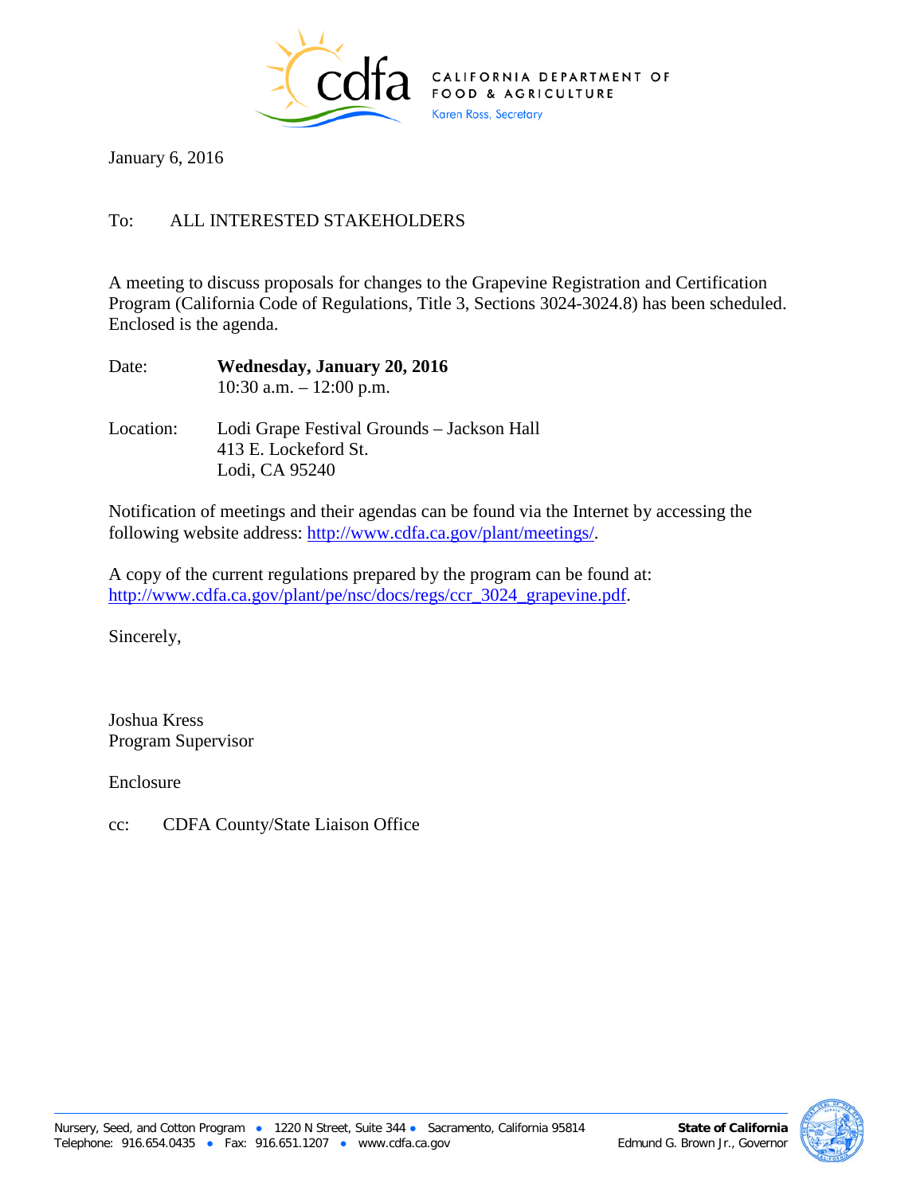CALIFORNIA DEPARTMENT OF FOOD & AGRICULTURE
Karen Ross, Secretary

January 6, 2016

To: ALL INTERESTED STAKEHOLDERS

A meeting to discuss proposals for changes to the Grapevine Registration and Certification Program (California Code of Regulations, Title 3, Sections 3024-3024.8) has been scheduled. Enclosed is the agenda.

Date: **Wednesday, January 20, 2016**
10:30 a.m. – 12:00 p.m.

Location: Lodi Grape Festival Grounds – Jackson Hall
413 E. Lockeford St.
Lodi, CA 95240

Notification of meetings and their agendas can be found via the Internet by accessing the following website address: http://www.cdfa.ca.gov/plant/meetings/.

A copy of the current regulations prepared by the program can be found at: http://www.cdfa.ca.gov/plant/pe/nsc/docs/regs/ccr_3024_grapevine.pdf.

Sincerely,

Joshua Kress
Program Supervisor

Enclosure

cc: CDFA County/State Liaison Office

Nursery, Seed, and Cotton Program • 1220 N Street, Suite 344 • Sacramento, California 95814
Telephone: 916.654.0435 • Fax: 916.651.1207 • www.cdfa.ca.gov

**State of California**
Edmund G. Brown Jr., Governor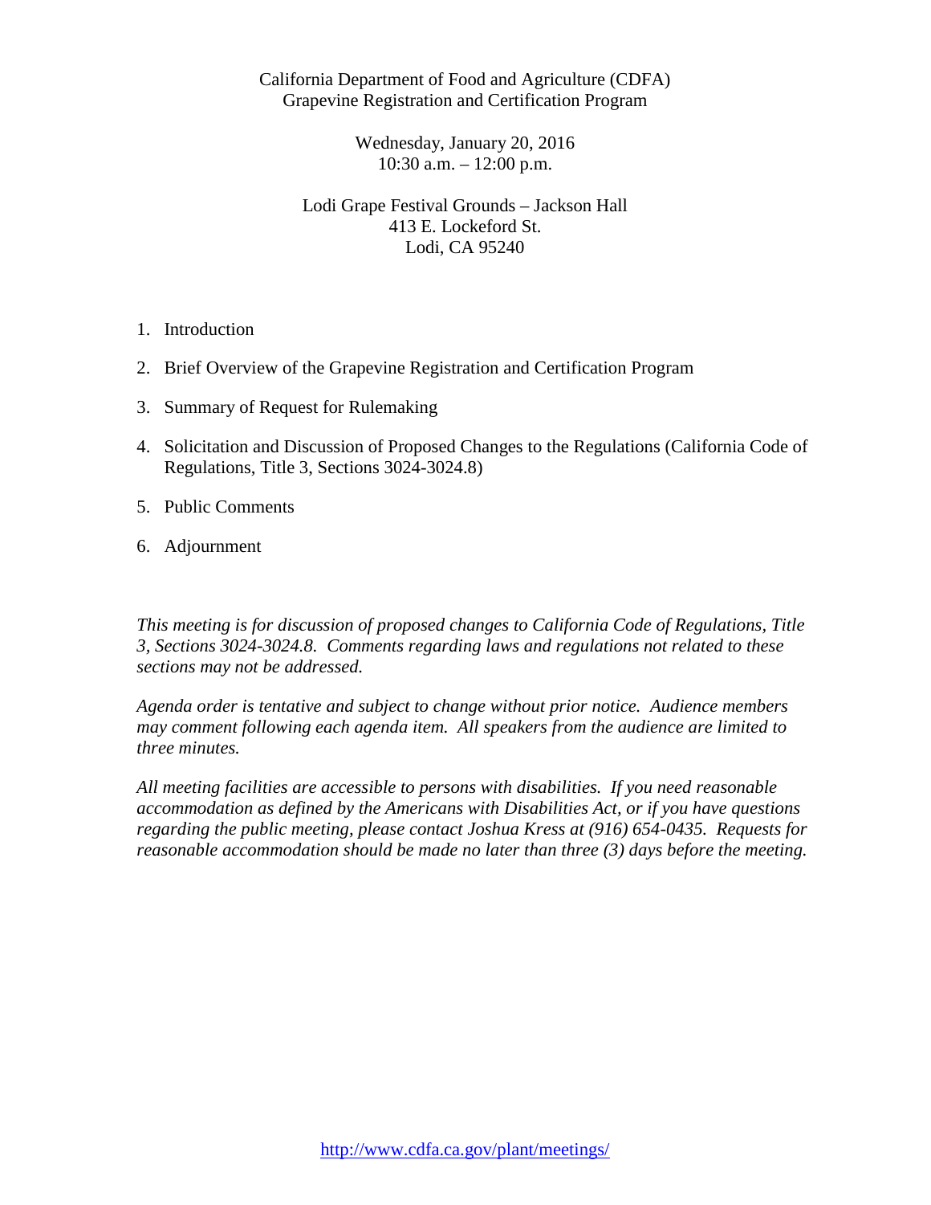California Department of Food and Agriculture (CDFA)
Grapevine Registration and Certification Program

Wednesday, January 20, 2016
10:30 a.m. – 12:00 p.m.

Lodi Grape Festival Grounds – Jackson Hall
413 E. Lockeford St.
Lodi, CA 95240

1. Introduction
2. Brief Overview of the Grapevine Registration and Certification Program
3. Summary of Request for Rulemaking
4. Solicitation and Discussion of Proposed Changes to the Regulations (California Code of Regulations, Title 3, Sections 3024-3024.8)
5. Public Comments
6. Adjournment

*This meeting is for discussion of proposed changes to California Code of Regulations, Title 3, Sections 3024-3024.8. Comments regarding laws and regulations not related to these sections may not be addressed.*

*Agenda order is tentative and subject to change without prior notice. Audience members may comment following each agenda item. All speakers from the audience are limited to three minutes.*

*All meeting facilities are accessible to persons with disabilities. If you need reasonable accommodation as defined by the Americans with Disabilities Act, or if you have questions regarding the public meeting, please contact Joshua Kress at (916) 654-0435. Requests for reasonable accommodation should be made no later than three (3) days before the meeting.*

http://www.cdfa.ca.gov/plant/meetings/